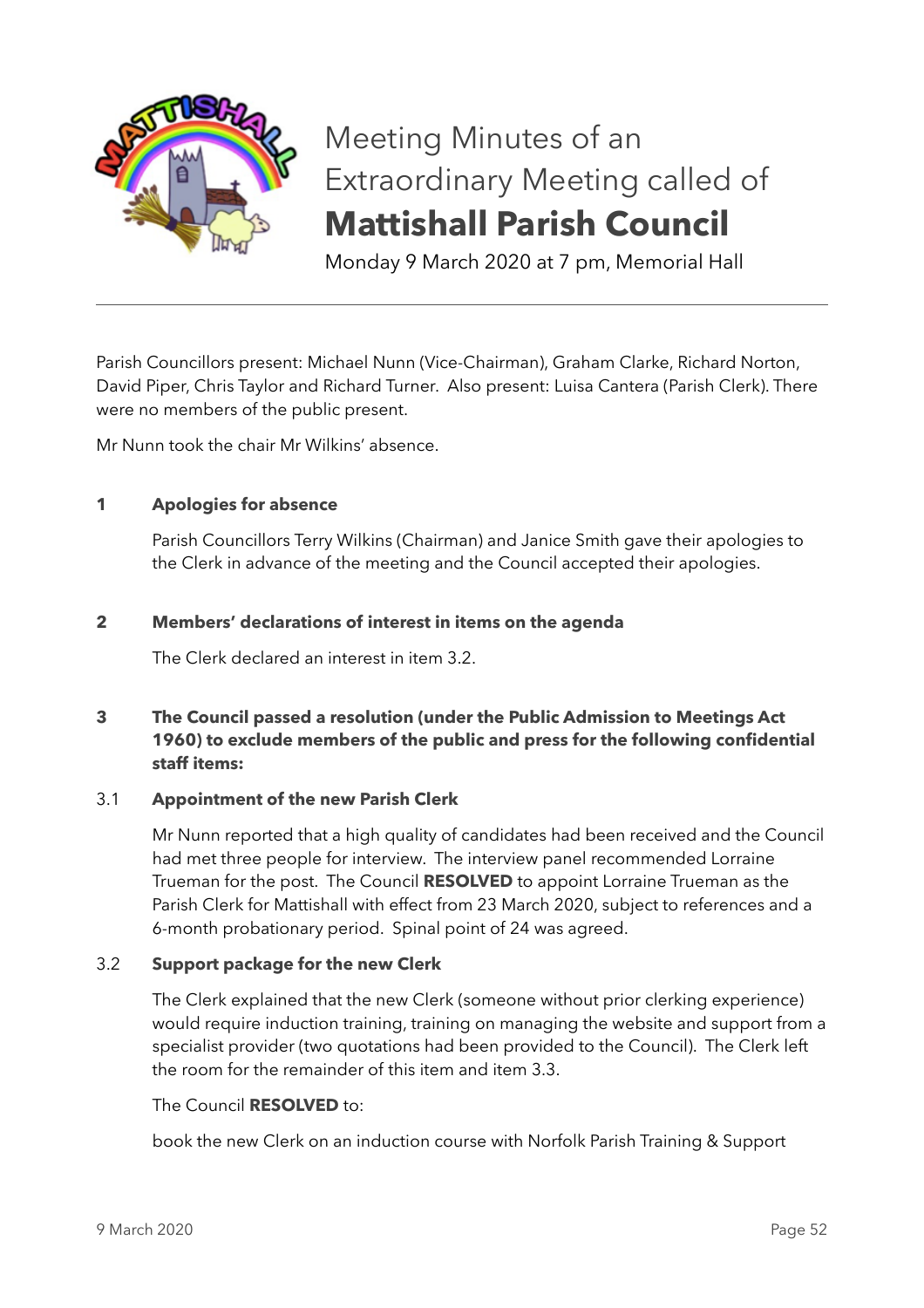# Meeting Minutes of an Extraordinary Meeting called of **Mattishall Parish Council**

Monday 9 March 2020 at 7 pm, Memorial Hall

---

Parish Councillors present: Michael Nunn (Vice-Chairman), Graham Clarke, Richard Norton, David Piper, Chris Taylor and Richard Turner. Also present: Luisa Cantera (Parish Clerk). There were no members of the public present.

Mr Nunn took the chair Mr Wilkins' absence.

**1 Apologies for absence**

Parish Councillors Terry Wilkins (Chairman) and Janice Smith gave their apologies to the Clerk in advance of the meeting and the Council accepted their apologies.

**2 Members' declarations of interest in items on the agenda**

The Clerk declared an interest in item 3.2.

**3 The Council passed a resolution (under the Public Admission to Meetings Act 1960) to exclude members of the public and press for the following confidential staff items:**

3.1 **Appointment of the new Parish Clerk**

Mr Nunn reported that a high quality of candidates had been received and the Council had met three people for interview. The interview panel recommended Lorraine Trueman for the post. The Council **RESOLVED** to appoint Lorraine Trueman as the Parish Clerk for Mattishall with effect from 23 March 2020, subject to references and a 6-month probationary period. Spinal point of 24 was agreed.

3.2 **Support package for the new Clerk**

The Clerk explained that the new Clerk (someone without prior clerking experience) would require induction training, training on managing the website and support from a specialist provider (two quotations had been provided to the Council). The Clerk left the room for the remainder of this item and item 3.3.

The Council **RESOLVED** to:

book the new Clerk on an induction course with Norfolk Parish Training & Support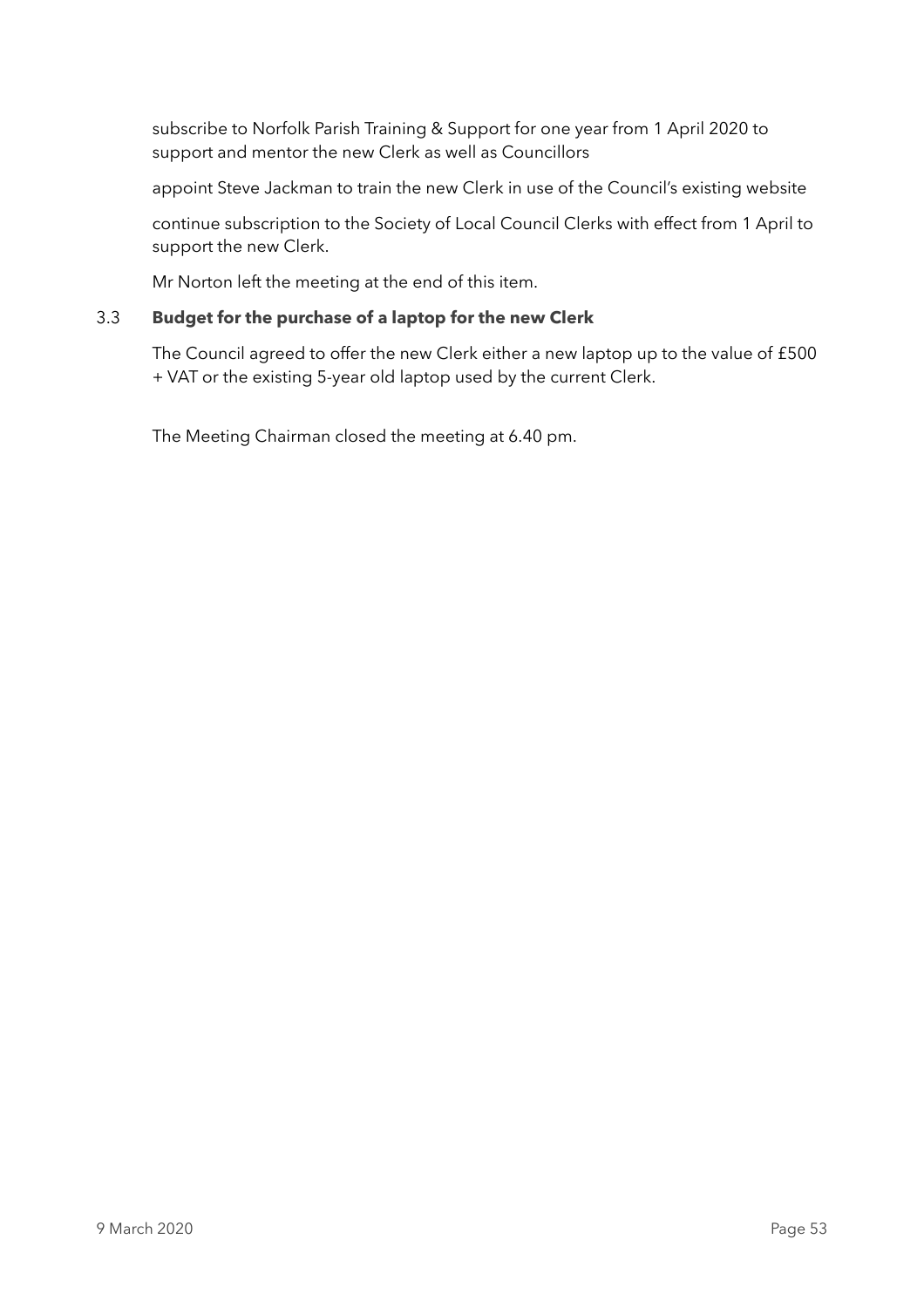subscribe to Norfolk Parish Training & Support for one year from 1 April 2020 to support and mentor the new Clerk as well as Councillors

appoint Steve Jackman to train the new Clerk in use of the Council's existing website

continue subscription to the Society of Local Council Clerks with effect from 1 April to support the new Clerk.

Mr Norton left the meeting at the end of this item.

3.3 **Budget for the purchase of a laptop for the new Clerk**

The Council agreed to offer the new Clerk either a new laptop up to the value of £500 + VAT or the existing 5-year old laptop used by the current Clerk.

The Meeting Chairman closed the meeting at 6.40 pm.